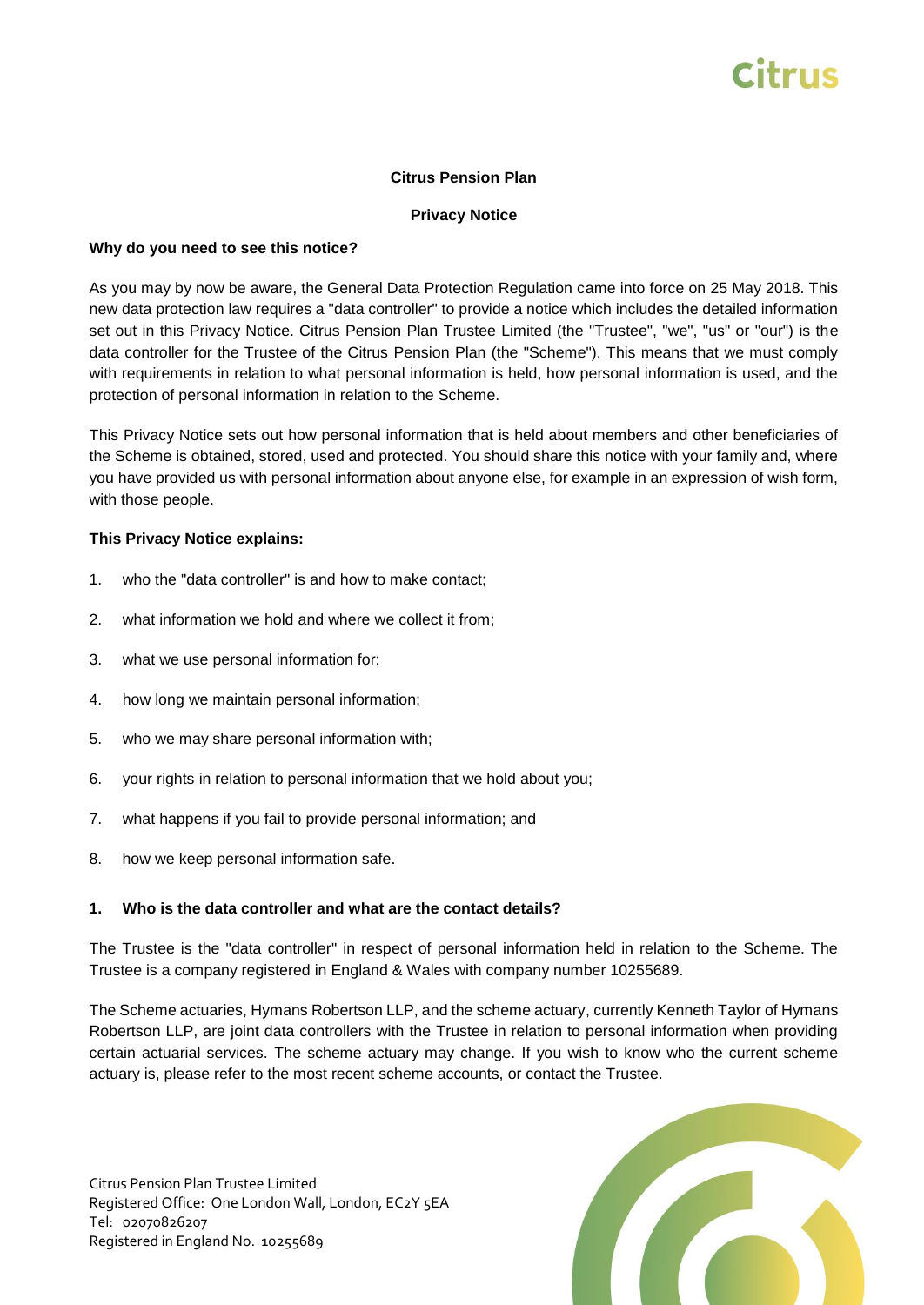**Citrus Pension Plan**

**Privacy Notice**

**Why do you need to see this notice?**

As you may by now be aware, the General Data Protection Regulation came into force on 25 May 2018. This new data protection law requires a "data controller" to provide a notice which includes the detailed information set out in this Privacy Notice. Citrus Pension Plan Trustee Limited (the "Trustee", "we", "us" or "our") is the data controller for the Trustee of the Citrus Pension Plan (the "Scheme"). This means that we must comply with requirements in relation to what personal information is held, how personal information is used, and the protection of personal information in relation to the Scheme.

This Privacy Notice sets out how personal information that is held about members and other beneficiaries of the Scheme is obtained, stored, used and protected. You should share this notice with your family and, where you have provided us with personal information about anyone else, for example in an expression of wish form, with those people.

**This Privacy Notice explains:**

1. who the "data controller" is and how to make contact;
2. what information we hold and where we collect it from;
3. what we use personal information for;
4. how long we maintain personal information;
5. who we may share personal information with;
6. your rights in relation to personal information that we hold about you;
7. what happens if you fail to provide personal information; and
8. how we keep personal information safe.

## 1. Who is the data controller and what are the contact details?

The Trustee is the "data controller" in respect of personal information held in relation to the Scheme. The Trustee is a company registered in England & Wales with company number 10255689.

The Scheme actuaries, Hymans Robertson LLP, and the scheme actuary, currently Kenneth Taylor of Hymans Robertson LLP, are joint data controllers with the Trustee in relation to personal information when providing certain actuarial services. The scheme actuary may change. If you wish to know who the current scheme actuary is, please refer to the most recent scheme accounts, or contact the Trustee.

Citrus Pension Plan Trustee Limited
Registered Office: One London Wall, London, EC2Y 5EA
Tel: 02070826207
Registered in England No. 10255689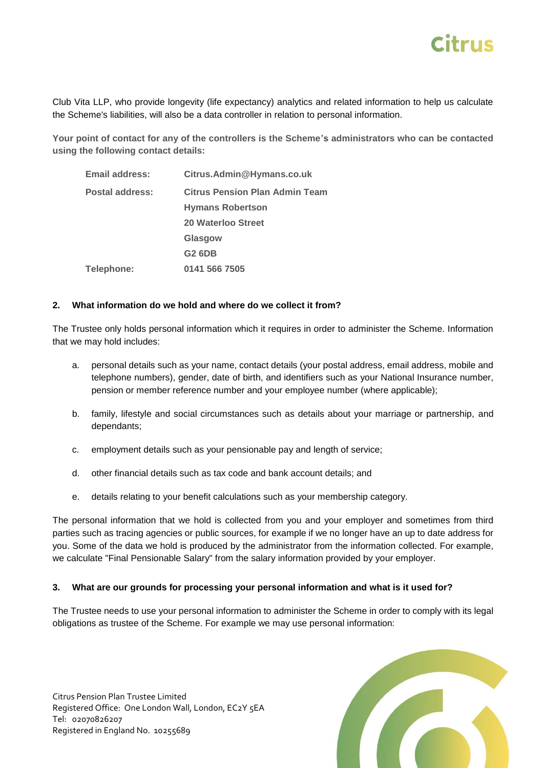Club Vita LLP, who provide longevity (life expectancy) analytics and related information to help us calculate the Scheme's liabilities, will also be a data controller in relation to personal information.

**Your point of contact for any of the controllers is the Scheme's administrators who can be contacted using the following contact details:**

| | |
|---|---|
| **Email address:** | **Citrus.Admin@Hymans.co.uk** |
| **Postal address:** | **Citrus Pension Plan Admin Team**<br>**Hymans Robertson**<br>**20 Waterloo Street**<br>**Glasgow**<br>**G2 6DB** |
| **Telephone:** | **0141 566 7505** |

### 2. What information do we hold and where do we collect it from?

The Trustee only holds personal information which it requires in order to administer the Scheme. Information that we may hold includes:

a. personal details such as your name, contact details (your postal address, email address, mobile and telephone numbers), gender, date of birth, and identifiers such as your National Insurance number, pension or member reference number and your employee number (where applicable);

b. family, lifestyle and social circumstances such as details about your marriage or partnership, and dependants;

c. employment details such as your pensionable pay and length of service;

d. other financial details such as tax code and bank account details; and

e. details relating to your benefit calculations such as your membership category.

The personal information that we hold is collected from you and your employer and sometimes from third parties such as tracing agencies or public sources, for example if we no longer have an up to date address for you. Some of the data we hold is produced by the administrator from the information collected. For example, we calculate "Final Pensionable Salary" from the salary information provided by your employer.

### 3. What are our grounds for processing your personal information and what is it used for?

The Trustee needs to use your personal information to administer the Scheme in order to comply with its legal obligations as trustee of the Scheme. For example we may use personal information: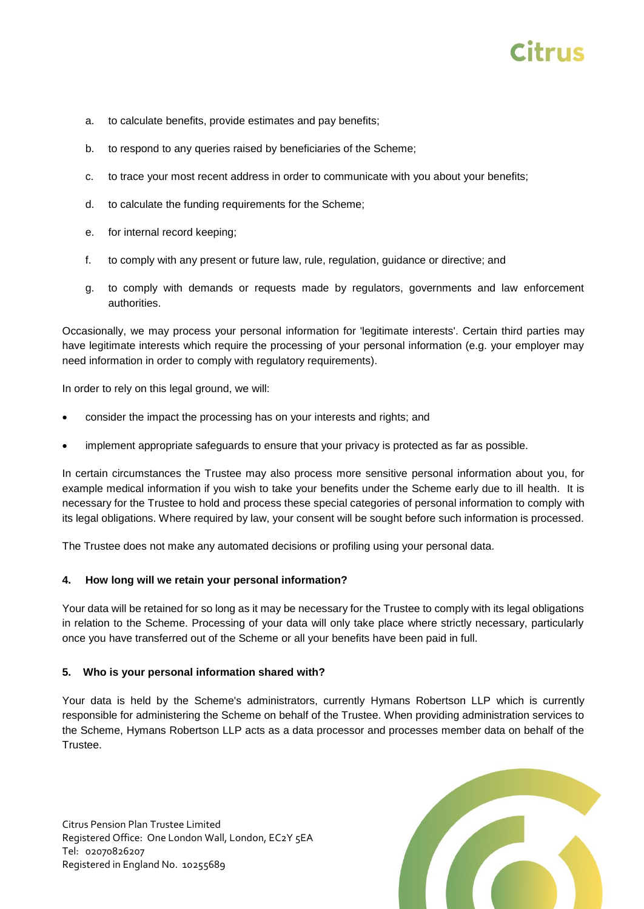a. to calculate benefits, provide estimates and pay benefits;

b. to respond to any queries raised by beneficiaries of the Scheme;

c. to trace your most recent address in order to communicate with you about your benefits;

d. to calculate the funding requirements for the Scheme;

e. for internal record keeping;

f. to comply with any present or future law, rule, regulation, guidance or directive; and

g. to comply with demands or requests made by regulators, governments and law enforcement authorities.

Occasionally, we may process your personal information for 'legitimate interests'. Certain third parties may have legitimate interests which require the processing of your personal information (e.g. your employer may need information in order to comply with regulatory requirements).

In order to rely on this legal ground, we will:

- consider the impact the processing has on your interests and rights; and
- implement appropriate safeguards to ensure that your privacy is protected as far as possible.

In certain circumstances the Trustee may also process more sensitive personal information about you, for example medical information if you wish to take your benefits under the Scheme early due to ill health. It is necessary for the Trustee to hold and process these special categories of personal information to comply with its legal obligations. Where required by law, your consent will be sought before such information is processed.

The Trustee does not make any automated decisions or profiling using your personal data.

**4. How long will we retain your personal information?**

Your data will be retained for so long as it may be necessary for the Trustee to comply with its legal obligations in relation to the Scheme. Processing of your data will only take place where strictly necessary, particularly once you have transferred out of the Scheme or all your benefits have been paid in full.

**5. Who is your personal information shared with?**

Your data is held by the Scheme's administrators, currently Hymans Robertson LLP which is currently responsible for administering the Scheme on behalf of the Trustee. When providing administration services to the Scheme, Hymans Robertson LLP acts as a data processor and processes member data on behalf of the Trustee.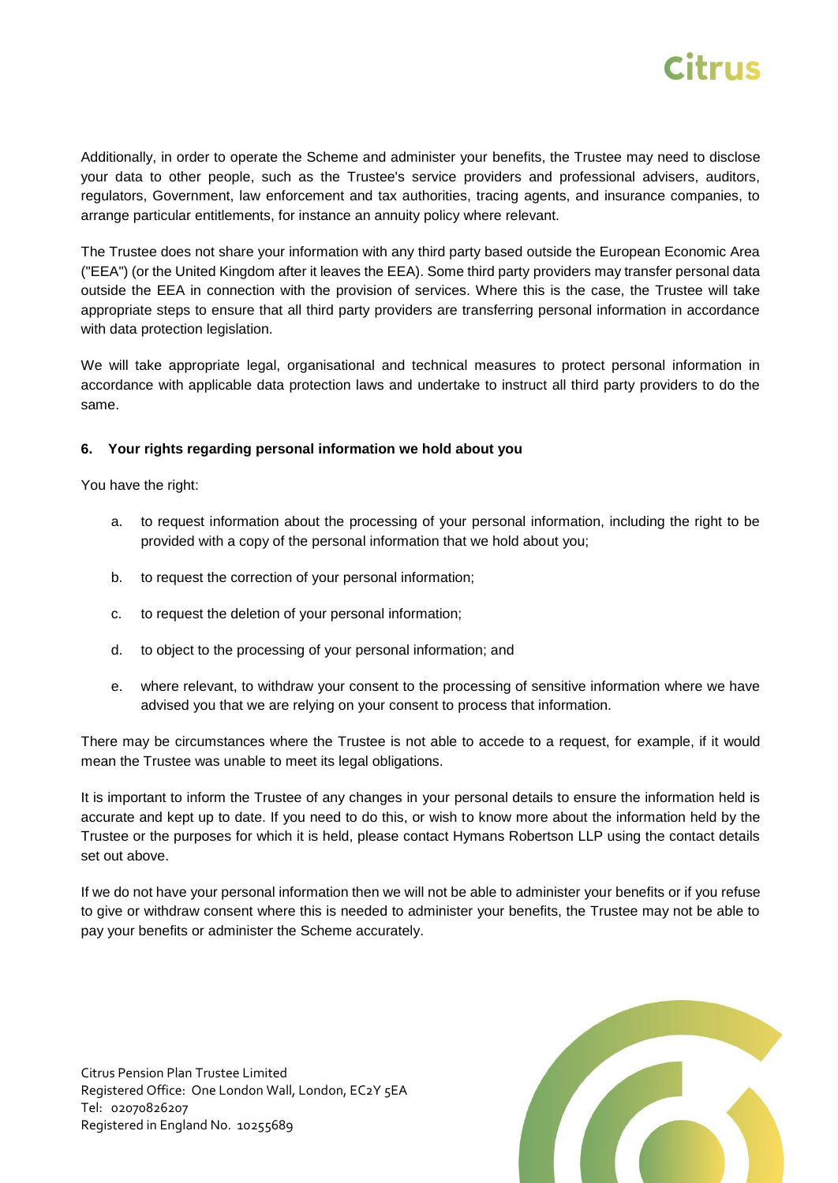Additionally, in order to operate the Scheme and administer your benefits, the Trustee may need to disclose your data to other people, such as the Trustee's service providers and professional advisers, auditors, regulators, Government, law enforcement and tax authorities, tracing agents, and insurance companies, to arrange particular entitlements, for instance an annuity policy where relevant.

The Trustee does not share your information with any third party based outside the European Economic Area ("EEA") (or the United Kingdom after it leaves the EEA). Some third party providers may transfer personal data outside the EEA in connection with the provision of services. Where this is the case, the Trustee will take appropriate steps to ensure that all third party providers are transferring personal information in accordance with data protection legislation.

We will take appropriate legal, organisational and technical measures to protect personal information in accordance with applicable data protection laws and undertake to instruct all third party providers to do the same.

### 6. Your rights regarding personal information we hold about you

You have the right:

a. to request information about the processing of your personal information, including the right to be provided with a copy of the personal information that we hold about you;

b. to request the correction of your personal information;

c. to request the deletion of your personal information;

d. to object to the processing of your personal information; and

e. where relevant, to withdraw your consent to the processing of sensitive information where we have advised you that we are relying on your consent to process that information.

There may be circumstances where the Trustee is not able to accede to a request, for example, if it would mean the Trustee was unable to meet its legal obligations.

It is important to inform the Trustee of any changes in your personal details to ensure the information held is accurate and kept up to date. If you need to do this, or wish to know more about the information held by the Trustee or the purposes for which it is held, please contact Hymans Robertson LLP using the contact details set out above.

If we do not have your personal information then we will not be able to administer your benefits or if you refuse to give or withdraw consent where this is needed to administer your benefits, the Trustee may not be able to pay your benefits or administer the Scheme accurately.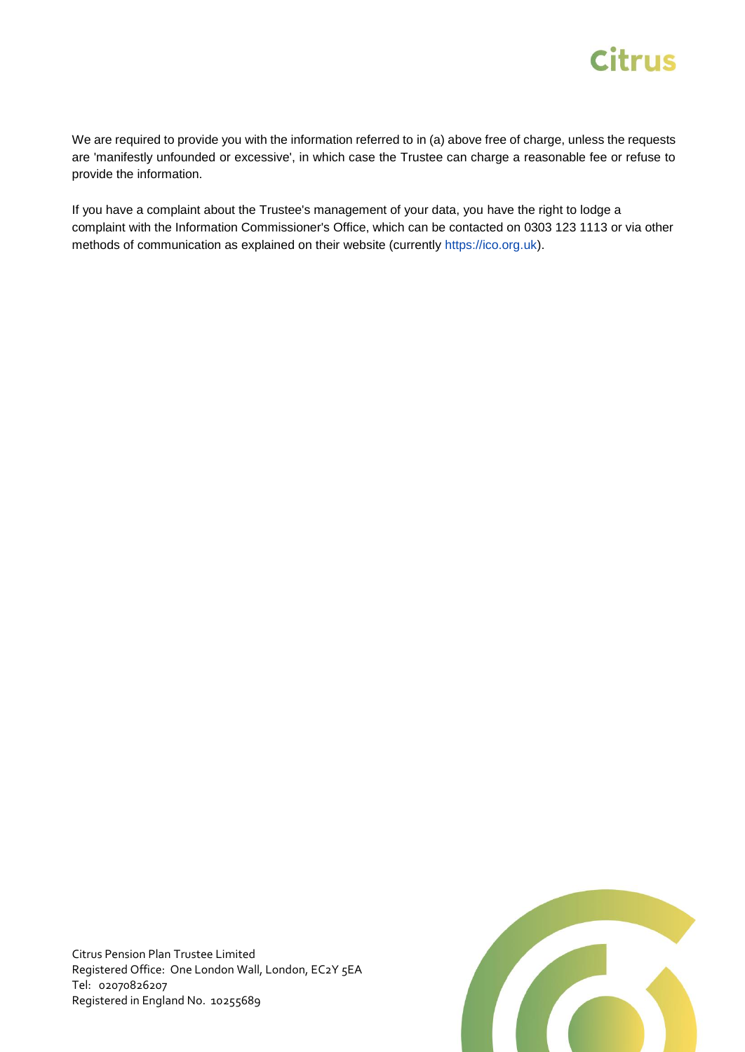We are required to provide you with the information referred to in (a) above free of charge, unless the requests are 'manifestly unfounded or excessive', in which case the Trustee can charge a reasonable fee or refuse to provide the information.

If you have a complaint about the Trustee's management of your data, you have the right to lodge a complaint with the Information Commissioner's Office, which can be contacted on 0303 123 1113 or via other methods of communication as explained on their website (currently https://ico.org.uk).

Citrus Pension Plan Trustee Limited
Registered Office: One London Wall, London, EC2Y 5EA
Tel: 02070826207
Registered in England No. 10255689